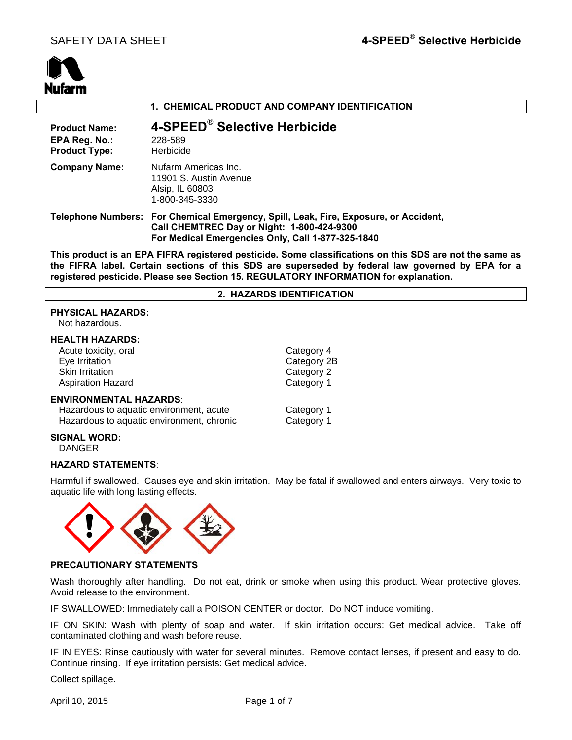# SAFETY DATA SHEET

## 1. CHEMICAL PRODUCT AND COMPANY IDENTIFICATION

**Product Name:** **4-SPEED® Selective Herbicide**
**EPA Reg. No.:** 228-589
**Product Type:** Herbicide

**Company Name:** Nufarm Americas Inc.
11901 S. Austin Avenue
Alsip, IL 60803
1-800-345-3330

**Telephone Numbers:** **For Chemical Emergency, Spill, Leak, Fire, Exposure, or Accident, Call CHEMTREC Day or Night: 1-800-424-9300**
**For Medical Emergencies Only, Call 1-877-325-1840**

**This product is an EPA FIFRA registered pesticide. Some classifications on this SDS are not the same as the FIFRA label. Certain sections of this SDS are superseded by federal law governed by EPA for a registered pesticide. Please see Section 15. REGULATORY INFORMATION for explanation.**

## 2. HAZARDS IDENTIFICATION

**PHYSICAL HAZARDS:**
Not hazardous.

**HEALTH HAZARDS:**

| | |
|---|---|
| Acute toxicity, oral | Category 4 |
| Eye Irritation | Category 2B |
| Skin Irritation | Category 2 |
| Aspiration Hazard | Category 1 |

**ENVIRONMENTAL HAZARDS**:

| | |
|---|---|
| Hazardous to aquatic environment, acute | Category 1 |
| Hazardous to aquatic environment, chronic | Category 1 |

**SIGNAL WORD:**
DANGER

**HAZARD STATEMENTS**:

Harmful if swallowed. Causes eye and skin irritation. May be fatal if swallowed and enters airways. Very toxic to aquatic life with long lasting effects.

**PRECAUTIONARY STATEMENTS**

Wash thoroughly after handling. Do not eat, drink or smoke when using this product. Wear protective gloves. Avoid release to the environment.

IF SWALLOWED: Immediately call a POISON CENTER or doctor. Do NOT induce vomiting.

IF ON SKIN: Wash with plenty of soap and water. If skin irritation occurs: Get medical advice. Take off contaminated clothing and wash before reuse.

IF IN EYES: Rinse cautiously with water for several minutes. Remove contact lenses, if present and easy to do. Continue rinsing. If eye irritation persists: Get medical advice.

Collect spillage.

April 10, 2015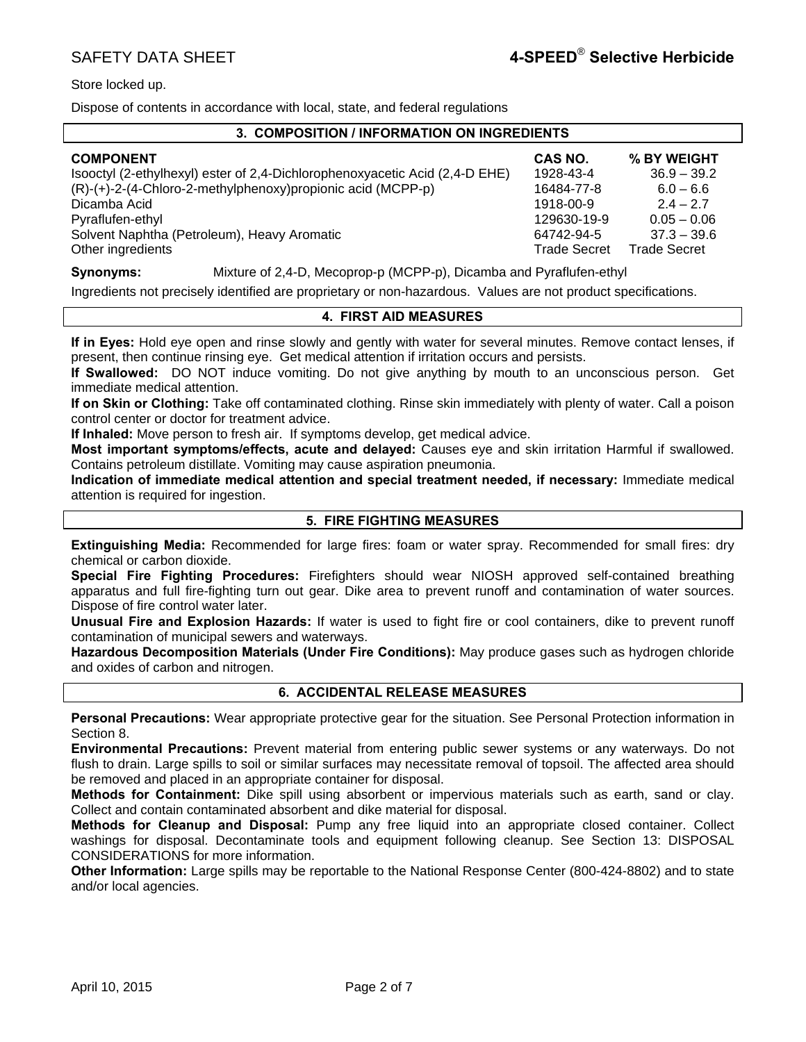Store locked up.

Dispose of contents in accordance with local, state, and federal regulations

## 3. COMPOSITION / INFORMATION ON INGREDIENTS

| COMPONENT | CAS NO. | % BY WEIGHT |
|---|---|---|
| Isooctyl (2-ethylhexyl) ester of 2,4-Dichlorophenoxyacetic Acid (2,4-D EHE) | 1928-43-4 | 36.9 – 39.2 |
| (R)-(+)-2-(4-Chloro-2-methylphenoxy)propionic acid (MCPP-p) | 16484-77-8 | 6.0 – 6.6 |
| Dicamba Acid | 1918-00-9 | 2.4 – 2.7 |
| Pyraflufen-ethyl | 129630-19-9 | 0.05 – 0.06 |
| Solvent Naphtha (Petroleum), Heavy Aromatic | 64742-94-5 | 37.3 – 39.6 |
| Other ingredients | Trade Secret | Trade Secret |

**Synonyms:** Mixture of 2,4-D, Mecoprop-p (MCPP-p), Dicamba and Pyraflufen-ethyl

Ingredients not precisely identified are proprietary or non-hazardous. Values are not product specifications.

## 4. FIRST AID MEASURES

**If in Eyes:** Hold eye open and rinse slowly and gently with water for several minutes. Remove contact lenses, if present, then continue rinsing eye. Get medical attention if irritation occurs and persists.

**If Swallowed:** DO NOT induce vomiting. Do not give anything by mouth to an unconscious person. Get immediate medical attention.

**If on Skin or Clothing:** Take off contaminated clothing. Rinse skin immediately with plenty of water. Call a poison control center or doctor for treatment advice.

**If Inhaled:** Move person to fresh air. If symptoms develop, get medical advice.

**Most important symptoms/effects, acute and delayed:** Causes eye and skin irritation Harmful if swallowed. Contains petroleum distillate. Vomiting may cause aspiration pneumonia.

**Indication of immediate medical attention and special treatment needed, if necessary:** Immediate medical attention is required for ingestion.

## 5. FIRE FIGHTING MEASURES

**Extinguishing Media:** Recommended for large fires: foam or water spray. Recommended for small fires: dry chemical or carbon dioxide.

**Special Fire Fighting Procedures:** Firefighters should wear NIOSH approved self-contained breathing apparatus and full fire-fighting turn out gear. Dike area to prevent runoff and contamination of water sources. Dispose of fire control water later.

**Unusual Fire and Explosion Hazards:** If water is used to fight fire or cool containers, dike to prevent runoff contamination of municipal sewers and waterways.

**Hazardous Decomposition Materials (Under Fire Conditions):** May produce gases such as hydrogen chloride and oxides of carbon and nitrogen.

## 6. ACCIDENTAL RELEASE MEASURES

**Personal Precautions:** Wear appropriate protective gear for the situation. See Personal Protection information in Section 8.

**Environmental Precautions:** Prevent material from entering public sewer systems or any waterways. Do not flush to drain. Large spills to soil or similar surfaces may necessitate removal of topsoil. The affected area should be removed and placed in an appropriate container for disposal.

**Methods for Containment:** Dike spill using absorbent or impervious materials such as earth, sand or clay. Collect and contain contaminated absorbent and dike material for disposal.

**Methods for Cleanup and Disposal:** Pump any free liquid into an appropriate closed container. Collect washings for disposal. Decontaminate tools and equipment following cleanup. See Section 13: DISPOSAL CONSIDERATIONS for more information.

**Other Information:** Large spills may be reportable to the National Response Center (800-424-8802) and to state and/or local agencies.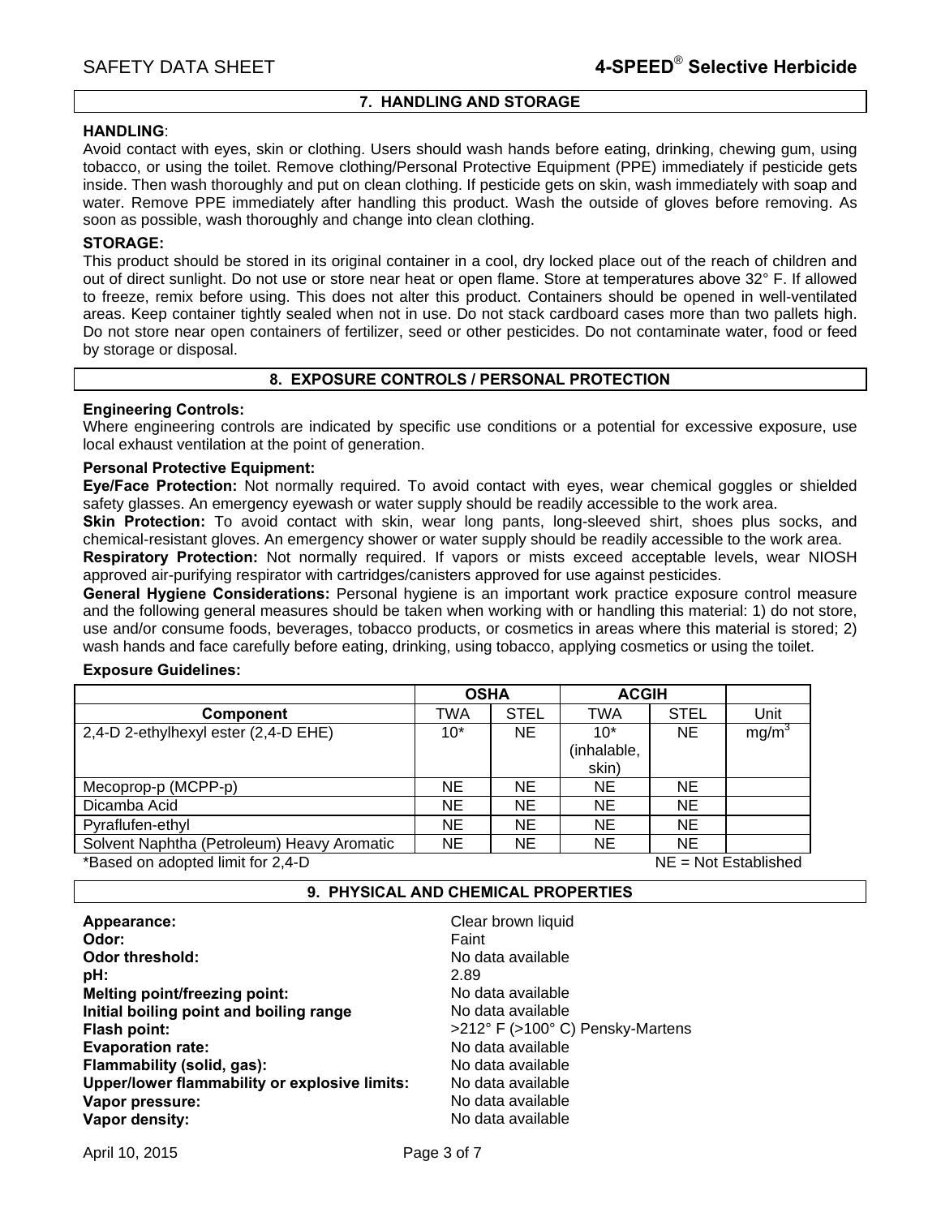## 7. HANDLING AND STORAGE

**HANDLING**:
Avoid contact with eyes, skin or clothing. Users should wash hands before eating, drinking, chewing gum, using tobacco, or using the toilet. Remove clothing/Personal Protective Equipment (PPE) immediately if pesticide gets inside. Then wash thoroughly and put on clean clothing. If pesticide gets on skin, wash immediately with soap and water. Remove PPE immediately after handling this product. Wash the outside of gloves before removing. As soon as possible, wash thoroughly and change into clean clothing.

**STORAGE:**
This product should be stored in its original container in a cool, dry locked place out of the reach of children and out of direct sunlight. Do not use or store near heat or open flame. Store at temperatures above 32° F. If allowed to freeze, remix before using. This does not alter this product. Containers should be opened in well-ventilated areas. Keep container tightly sealed when not in use. Do not stack cardboard cases more than two pallets high. Do not store near open containers of fertilizer, seed or other pesticides. Do not contaminate water, food or feed by storage or disposal.

## 8. EXPOSURE CONTROLS / PERSONAL PROTECTION

**Engineering Controls:**
Where engineering controls are indicated by specific use conditions or a potential for excessive exposure, use local exhaust ventilation at the point of generation.

**Personal Protective Equipment:**
**Eye/Face Protection:** Not normally required. To avoid contact with eyes, wear chemical goggles or shielded safety glasses. An emergency eyewash or water supply should be readily accessible to the work area.
**Skin Protection:** To avoid contact with skin, wear long pants, long-sleeved shirt, shoes plus socks, and chemical-resistant gloves. An emergency shower or water supply should be readily accessible to the work area.
**Respiratory Protection:** Not normally required. If vapors or mists exceed acceptable levels, wear NIOSH approved air-purifying respirator with cartridges/canisters approved for use against pesticides.
**General Hygiene Considerations:** Personal hygiene is an important work practice exposure control measure and the following general measures should be taken when working with or handling this material: 1) do not store, use and/or consume foods, beverages, tobacco products, or cosmetics in areas where this material is stored; 2) wash hands and face carefully before eating, drinking, using tobacco, applying cosmetics or using the toilet.

**Exposure Guidelines:**

| | OSHA | | ACGIH | | |
|---|---|---|---|---|---|
| **Component** | TWA | STEL | TWA | STEL | Unit |
| 2,4-D 2-ethylhexyl ester (2,4-D EHE) | 10* | NE | 10* (inhalable, skin) | NE | mg/m$^3$ |
| Mecoprop-p (MCPP-p) | NE | NE | NE | NE | |
| Dicamba Acid | NE | NE | NE | NE | |
| Pyraflufen-ethyl | NE | NE | NE | NE | |
| Solvent Naphtha (Petroleum) Heavy Aromatic | NE | NE | NE | NE | |

*Based on adopted limit for 2,4-D NE = Not Established

## 9. PHYSICAL AND CHEMICAL PROPERTIES

**Appearance:** Clear brown liquid
**Odor:** Faint
**Odor threshold:** No data available
**pH:** 2.89
**Melting point/freezing point:** No data available
**Initial boiling point and boiling range** No data available
**Flash point:** >212° F (>100° C) Pensky-Martens
**Evaporation rate:** No data available
**Flammability (solid, gas):** No data available
**Upper/lower flammability or explosive limits:** No data available
**Vapor pressure:** No data available
**Vapor density:** No data available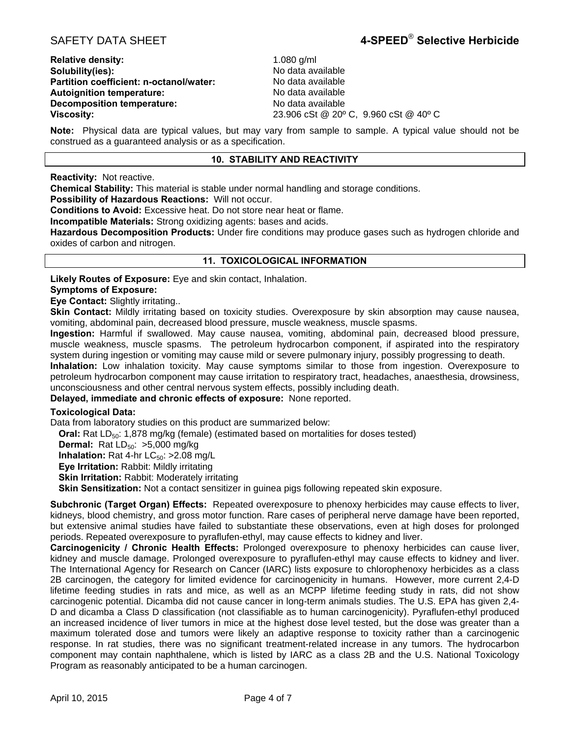| | |
|---|---|
| **Relative density:** | 1.080 g/ml |
| **Solubility(ies):** | No data available |
| **Partition coefficient: n-octanol/water:** | No data available |
| **Autoignition temperature:** | No data available |
| **Decomposition temperature:** | No data available |
| **Viscosity:** | 23.906 cSt @ 20º C, 9.960 cSt @ 40º C |

**Note:** Physical data are typical values, but may vary from sample to sample. A typical value should not be construed as a guaranteed analysis or as a specification.

## 10. STABILITY AND REACTIVITY

**Reactivity:** Not reactive.

**Chemical Stability:** This material is stable under normal handling and storage conditions.

**Possibility of Hazardous Reactions:** Will not occur.

**Conditions to Avoid:** Excessive heat. Do not store near heat or flame.

**Incompatible Materials:** Strong oxidizing agents: bases and acids.

**Hazardous Decomposition Products:** Under fire conditions may produce gases such as hydrogen chloride and oxides of carbon and nitrogen.

## 11. TOXICOLOGICAL INFORMATION

**Likely Routes of Exposure:** Eye and skin contact, Inhalation.

**Symptoms of Exposure:**

**Eye Contact:** Slightly irritating..

**Skin Contact:** Mildly irritating based on toxicity studies. Overexposure by skin absorption may cause nausea, vomiting, abdominal pain, decreased blood pressure, muscle weakness, muscle spasms.

**Ingestion:** Harmful if swallowed. May cause nausea, vomiting, abdominal pain, decreased blood pressure, muscle weakness, muscle spasms. The petroleum hydrocarbon component, if aspirated into the respiratory system during ingestion or vomiting may cause mild or severe pulmonary injury, possibly progressing to death.

**Inhalation:** Low inhalation toxicity. May cause symptoms similar to those from ingestion. Overexposure to petroleum hydrocarbon component may cause irritation to respiratory tract, headaches, anaesthesia, drowsiness, unconsciousness and other central nervous system effects, possibly including death.

**Delayed, immediate and chronic effects of exposure:** None reported.

**Toxicological Data:**

Data from laboratory studies on this product are summarized below:

**Oral:** Rat $LD_{50}$: 1,878 mg/kg (female) (estimated based on mortalities for doses tested)

**Dermal:** Rat $LD_{50}$: >5,000 mg/kg

**Inhalation:** Rat 4-hr $LC_{50}$: >2.08 mg/L

**Eye Irritation:** Rabbit: Mildly irritating

**Skin Irritation:** Rabbit: Moderately irritating

**Skin Sensitization:** Not a contact sensitizer in guinea pigs following repeated skin exposure.

**Subchronic (Target Organ) Effects:** Repeated overexposure to phenoxy herbicides may cause effects to liver, kidneys, blood chemistry, and gross motor function. Rare cases of peripheral nerve damage have been reported, but extensive animal studies have failed to substantiate these observations, even at high doses for prolonged periods. Repeated overexposure to pyraflufen-ethyl, may cause effects to kidney and liver.

**Carcinogenicity / Chronic Health Effects:** Prolonged overexposure to phenoxy herbicides can cause liver, kidney and muscle damage. Prolonged overexposure to pyraflufen-ethyl may cause effects to kidney and liver. The International Agency for Research on Cancer (IARC) lists exposure to chlorophenoxy herbicides as a class 2B carcinogen, the category for limited evidence for carcinogenicity in humans. However, more current 2,4-D lifetime feeding studies in rats and mice, as well as an MCPP lifetime feeding study in rats, did not show carcinogenic potential. Dicamba did not cause cancer in long-term animals studies. The U.S. EPA has given 2,4-D and dicamba a Class D classification (not classifiable as to human carcinogenicity). Pyraflufen-ethyl produced an increased incidence of liver tumors in mice at the highest dose level tested, but the dose was greater than a maximum tolerated dose and tumors were likely an adaptive response to toxicity rather than a carcinogenic response. In rat studies, there was no significant treatment-related increase in any tumors. The hydrocarbon component may contain naphthalene, which is listed by IARC as a class 2B and the U.S. National Toxicology Program as reasonably anticipated to be a human carcinogen.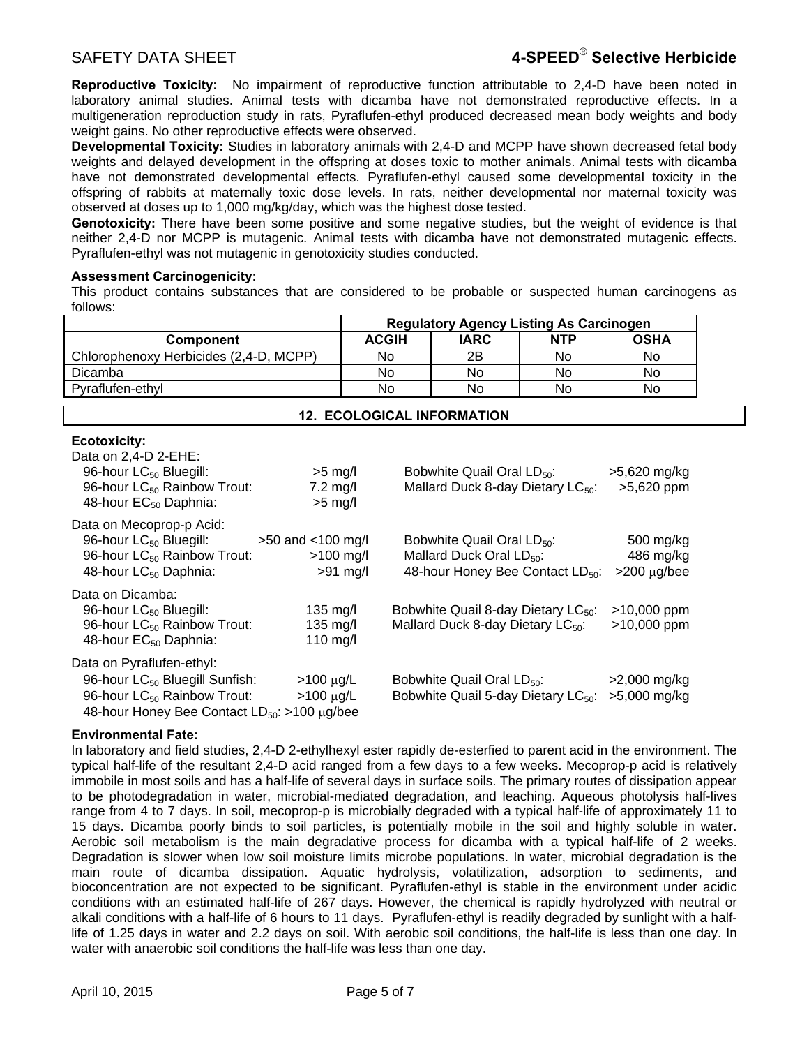**Reproductive Toxicity:** No impairment of reproductive function attributable to 2,4-D have been noted in laboratory animal studies. Animal tests with dicamba have not demonstrated reproductive effects. In a multigeneration reproduction study in rats, Pyraflufen-ethyl produced decreased mean body weights and body weight gains. No other reproductive effects were observed.

**Developmental Toxicity:** Studies in laboratory animals with 2,4-D and MCPP have shown decreased fetal body weights and delayed development in the offspring at doses toxic to mother animals. Animal tests with dicamba have not demonstrated developmental effects. Pyraflufen-ethyl caused some developmental toxicity in the offspring of rabbits at maternally toxic dose levels. In rats, neither developmental nor maternal toxicity was observed at doses up to 1,000 mg/kg/day, which was the highest dose tested.

**Genotoxicity:** There have been some positive and some negative studies, but the weight of evidence is that neither 2,4-D nor MCPP is mutagenic. Animal tests with dicamba have not demonstrated mutagenic effects. Pyraflufen-ethyl was not mutagenic in genotoxicity studies conducted.

**Assessment Carcinogenicity:**

This product contains substances that are considered to be probable or suspected human carcinogens as follows:

| | **Regulatory Agency Listing As Carcinogen** | | | |
|---|---|---|---|---|
| **Component** | **ACGIH** | **IARC** | **NTP** | **OSHA** |
| Chlorophenoxy Herbicides (2,4-D, MCPP) | No | 2B | No | No |
| Dicamba | No | No | No | No |
| Pyraflufen-ethyl | No | No | No | No |

## 12. ECOLOGICAL INFORMATION

**Ecotoxicity:**

Data on 2,4-D 2-EHE:

| | | | |
|---|---|---|---|
| 96-hour $LC_{50}$ Bluegill: | >5 mg/l | Bobwhite Quail Oral $LD_{50}$: | >5,620 mg/kg |
| 96-hour $LC_{50}$ Rainbow Trout: | 7.2 mg/l | Mallard Duck 8-day Dietary $LC_{50}$: | >5,620 ppm |
| 48-hour $EC_{50}$ Daphnia: | >5 mg/l | | |

Data on Mecoprop-p Acid:

| | | | |
|---|---|---|---|
| 96-hour $LC_{50}$ Bluegill: | >50 and <100 mg/l | Bobwhite Quail Oral $LD_{50}$: | 500 mg/kg |
| 96-hour $LC_{50}$ Rainbow Trout: | >100 mg/l | Mallard Duck Oral $LD_{50}$: | 486 mg/kg |
| 48-hour $LC_{50}$ Daphnia: | >91 mg/l | 48-hour Honey Bee Contact $LD_{50}$: | >200 μg/bee |

Data on Dicamba:

| | | | |
|---|---|---|---|
| 96-hour $LC_{50}$ Bluegill: | 135 mg/l | Bobwhite Quail 8-day Dietary $LC_{50}$: | >10,000 ppm |
| 96-hour $LC_{50}$ Rainbow Trout: | 135 mg/l | Mallard Duck 8-day Dietary $LC_{50}$: | >10,000 ppm |
| 48-hour $EC_{50}$ Daphnia: | 110 mg/l | | |

Data on Pyraflufen-ethyl:

| | | | |
|---|---|---|---|
| 96-hour $LC_{50}$ Bluegill Sunfish: | >100 μg/L | Bobwhite Quail Oral $LD_{50}$: | >2,000 mg/kg |
| 96-hour $LC_{50}$ Rainbow Trout: | >100 μg/L | Bobwhite Quail 5-day Dietary $LC_{50}$: | >5,000 mg/kg |
| 48-hour Honey Bee Contact $LD_{50}$: >100 μg/bee | | | |

**Environmental Fate:**

In laboratory and field studies, 2,4-D 2-ethylhexyl ester rapidly de-esterfied to parent acid in the environment. The typical half-life of the resultant 2,4-D acid ranged from a few days to a few weeks. Mecoprop-p acid is relatively immobile in most soils and has a half-life of several days in surface soils. The primary routes of dissipation appear to be photodegradation in water, microbial-mediated degradation, and leaching. Aqueous photolysis half-lives range from 4 to 7 days. In soil, mecoprop-p is microbially degraded with a typical half-life of approximately 11 to 15 days. Dicamba poorly binds to soil particles, is potentially mobile in the soil and highly soluble in water. Aerobic soil metabolism is the main degradative process for dicamba with a typical half-life of 2 weeks. Degradation is slower when low soil moisture limits microbe populations. In water, microbial degradation is the main route of dicamba dissipation. Aquatic hydrolysis, volatilization, adsorption to sediments, and bioconcentration are not expected to be significant. Pyraflufen-ethyl is stable in the environment under acidic conditions with an estimated half-life of 267 days. However, the chemical is rapidly hydrolyzed with neutral or alkali conditions with a half-life of 6 hours to 11 days. Pyraflufen-ethyl is readily degraded by sunlight with a half-life of 1.25 days in water and 2.2 days on soil. With aerobic soil conditions, the half-life is less than one day. In water with anaerobic soil conditions the half-life was less than one day.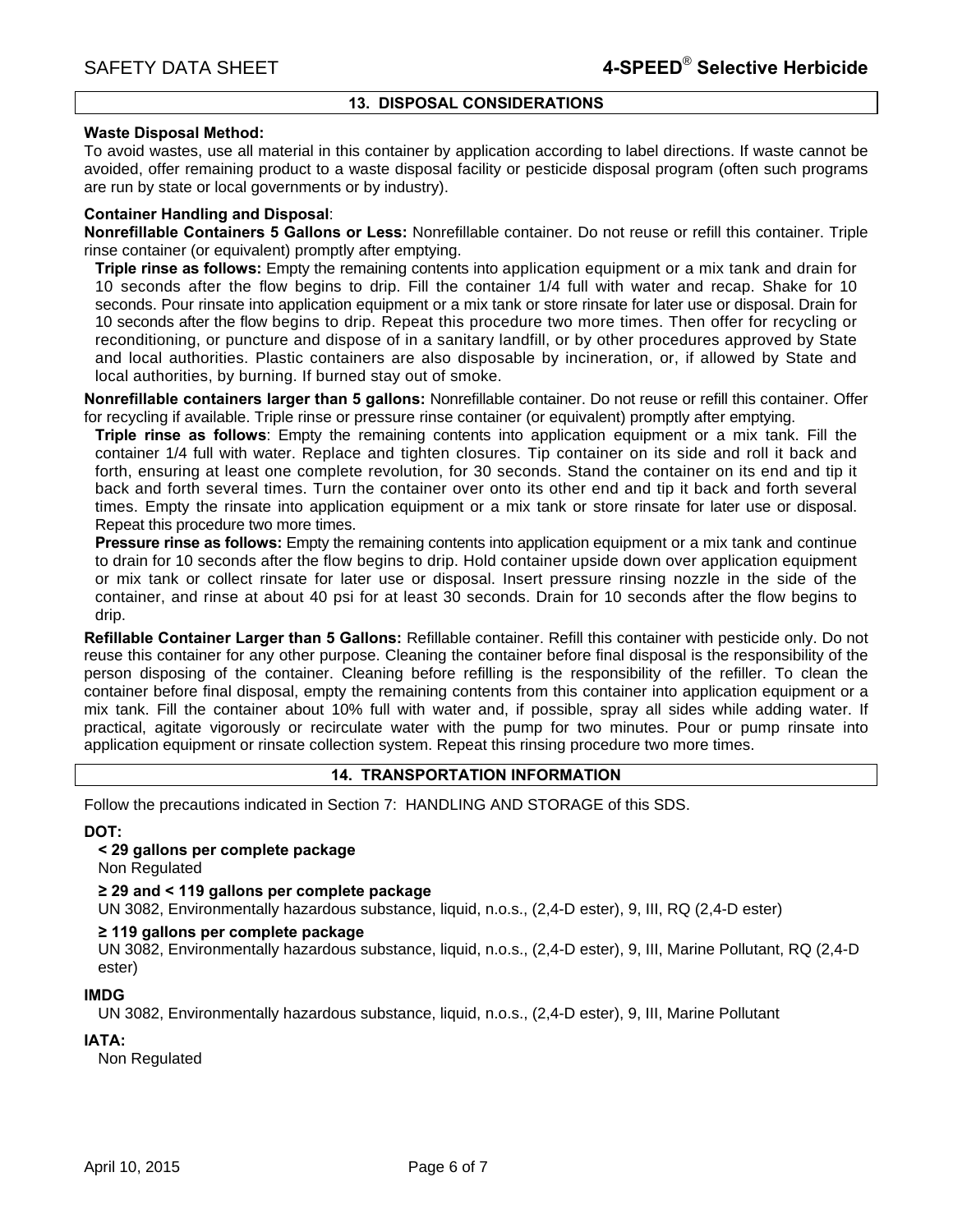## 13. DISPOSAL CONSIDERATIONS

**Waste Disposal Method:**
To avoid wastes, use all material in this container by application according to label directions. If waste cannot be avoided, offer remaining product to a waste disposal facility or pesticide disposal program (often such programs are run by state or local governments or by industry).

**Container Handling and Disposal**:
**Nonrefillable Containers 5 Gallons or Less:** Nonrefillable container. Do not reuse or refill this container. Triple rinse container (or equivalent) promptly after emptying.

**Triple rinse as follows:** Empty the remaining contents into application equipment or a mix tank and drain for 10 seconds after the flow begins to drip. Fill the container 1/4 full with water and recap. Shake for 10 seconds. Pour rinsate into application equipment or a mix tank or store rinsate for later use or disposal. Drain for 10 seconds after the flow begins to drip. Repeat this procedure two more times. Then offer for recycling or reconditioning, or puncture and dispose of in a sanitary landfill, or by other procedures approved by State and local authorities. Plastic containers are also disposable by incineration, or, if allowed by State and local authorities, by burning. If burned stay out of smoke.

**Nonrefillable containers larger than 5 gallons:** Nonrefillable container. Do not reuse or refill this container. Offer for recycling if available. Triple rinse or pressure rinse container (or equivalent) promptly after emptying.

**Triple rinse as follows**: Empty the remaining contents into application equipment or a mix tank. Fill the container 1/4 full with water. Replace and tighten closures. Tip container on its side and roll it back and forth, ensuring at least one complete revolution, for 30 seconds. Stand the container on its end and tip it back and forth several times. Turn the container over onto its other end and tip it back and forth several times. Empty the rinsate into application equipment or a mix tank or store rinsate for later use or disposal. Repeat this procedure two more times.

**Pressure rinse as follows:** Empty the remaining contents into application equipment or a mix tank and continue to drain for 10 seconds after the flow begins to drip. Hold container upside down over application equipment or mix tank or collect rinsate for later use or disposal. Insert pressure rinsing nozzle in the side of the container, and rinse at about 40 psi for at least 30 seconds. Drain for 10 seconds after the flow begins to drip.

**Refillable Container Larger than 5 Gallons:** Refillable container. Refill this container with pesticide only. Do not reuse this container for any other purpose. Cleaning the container before final disposal is the responsibility of the person disposing of the container. Cleaning before refilling is the responsibility of the refiller. To clean the container before final disposal, empty the remaining contents from this container into application equipment or a mix tank. Fill the container about 10% full with water and, if possible, spray all sides while adding water. If practical, agitate vigorously or recirculate water with the pump for two minutes. Pour or pump rinsate into application equipment or rinsate collection system. Repeat this rinsing procedure two more times.

## 14. TRANSPORTATION INFORMATION

Follow the precautions indicated in Section 7: HANDLING AND STORAGE of this SDS.

**DOT:**

**< 29 gallons per complete package**
Non Regulated

**≥ 29 and < 119 gallons per complete package**
UN 3082, Environmentally hazardous substance, liquid, n.o.s., (2,4-D ester), 9, III, RQ (2,4-D ester)

**≥ 119 gallons per complete package**
UN 3082, Environmentally hazardous substance, liquid, n.o.s., (2,4-D ester), 9, III, Marine Pollutant, RQ (2,4-D ester)

**IMDG**
UN 3082, Environmentally hazardous substance, liquid, n.o.s., (2,4-D ester), 9, III, Marine Pollutant

**IATA:**
Non Regulated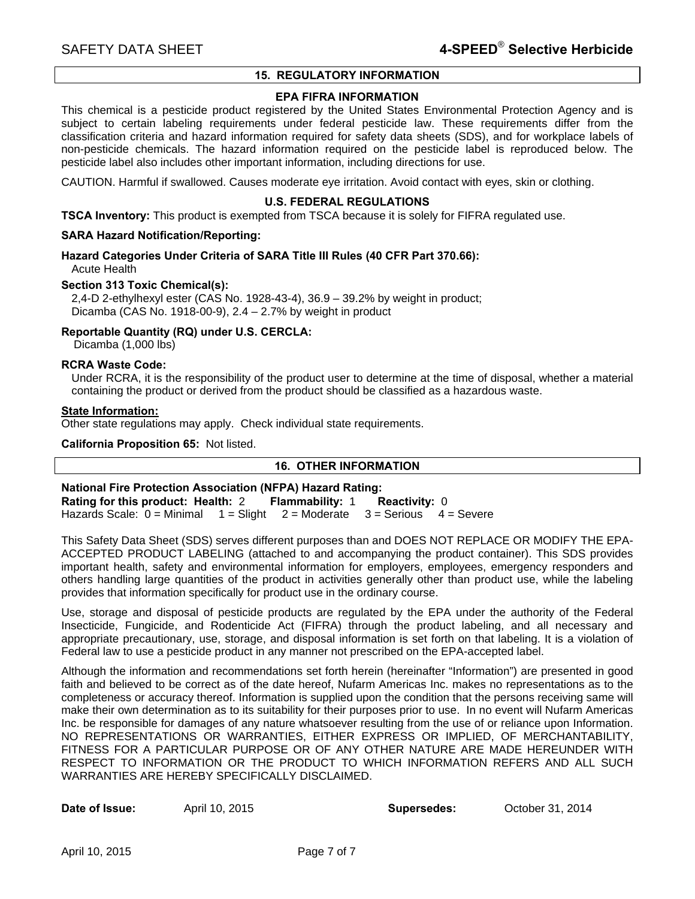## 15. REGULATORY INFORMATION

### EPA FIFRA INFORMATION

This chemical is a pesticide product registered by the United States Environmental Protection Agency and is subject to certain labeling requirements under federal pesticide law. These requirements differ from the classification criteria and hazard information required for safety data sheets (SDS), and for workplace labels of non-pesticide chemicals. The hazard information required on the pesticide label is reproduced below. The pesticide label also includes other important information, including directions for use.

CAUTION. Harmful if swallowed. Causes moderate eye irritation. Avoid contact with eyes, skin or clothing.

### U.S. FEDERAL REGULATIONS

**TSCA Inventory:** This product is exempted from TSCA because it is solely for FIFRA regulated use.

**SARA Hazard Notification/Reporting:**

**Hazard Categories Under Criteria of SARA Title III Rules (40 CFR Part 370.66):**
Acute Health

**Section 313 Toxic Chemical(s):**
2,4-D 2-ethylhexyl ester (CAS No. 1928-43-4), 36.9 – 39.2% by weight in product;
Dicamba (CAS No. 1918-00-9), 2.4 – 2.7% by weight in product

**Reportable Quantity (RQ) under U.S. CERCLA:**
Dicamba (1,000 lbs)

**RCRA Waste Code:**
Under RCRA, it is the responsibility of the product user to determine at the time of disposal, whether a material containing the product or derived from the product should be classified as a hazardous waste.

**State Information:**
Other state regulations may apply. Check individual state requirements.

**California Proposition 65:** Not listed.

## 16. OTHER INFORMATION

**National Fire Protection Association (NFPA) Hazard Rating:**
**Rating for this product: Health:** 2 **Flammability:** 1 **Reactivity:** 0
Hazards Scale: 0 = Minimal 1 = Slight 2 = Moderate 3 = Serious 4 = Severe

This Safety Data Sheet (SDS) serves different purposes than and DOES NOT REPLACE OR MODIFY THE EPA-ACCEPTED PRODUCT LABELING (attached to and accompanying the product container). This SDS provides important health, safety and environmental information for employers, employees, emergency responders and others handling large quantities of the product in activities generally other than product use, while the labeling provides that information specifically for product use in the ordinary course.

Use, storage and disposal of pesticide products are regulated by the EPA under the authority of the Federal Insecticide, Fungicide, and Rodenticide Act (FIFRA) through the product labeling, and all necessary and appropriate precautionary, use, storage, and disposal information is set forth on that labeling. It is a violation of Federal law to use a pesticide product in any manner not prescribed on the EPA-accepted label.

Although the information and recommendations set forth herein (hereinafter "Information") are presented in good faith and believed to be correct as of the date hereof, Nufarm Americas Inc. makes no representations as to the completeness or accuracy thereof. Information is supplied upon the condition that the persons receiving same will make their own determination as to its suitability for their purposes prior to use. In no event will Nufarm Americas Inc. be responsible for damages of any nature whatsoever resulting from the use of or reliance upon Information. NO REPRESENTATIONS OR WARRANTIES, EITHER EXPRESS OR IMPLIED, OF MERCHANTABILITY, FITNESS FOR A PARTICULAR PURPOSE OR OF ANY OTHER NATURE ARE MADE HEREUNDER WITH RESPECT TO INFORMATION OR THE PRODUCT TO WHICH INFORMATION REFERS AND ALL SUCH WARRANTIES ARE HEREBY SPECIFICALLY DISCLAIMED.

**Date of Issue:** April 10, 2015 **Supersedes:** October 31, 2014